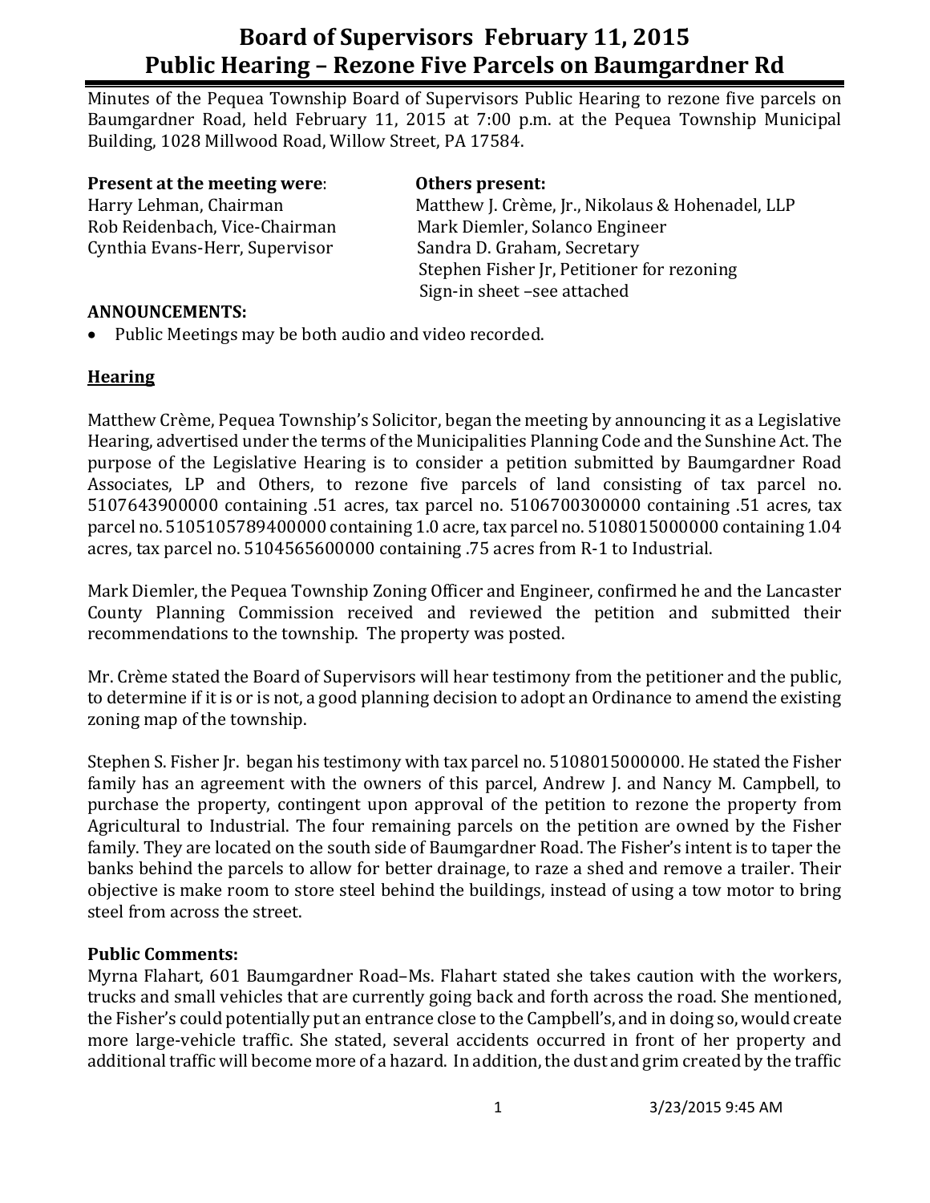# Board of Supervisors February 11, 2015
# Public Hearing – Rezone Five Parcels on Baumgardner Rd

Minutes of the Pequea Township Board of Supervisors Public Hearing to rezone five parcels on Baumgardner Road, held February 11, 2015 at 7:00 p.m. at the Pequea Township Municipal Building, 1028 Millwood Road, Willow Street, PA 17584.

**Present at the meeting were**:
Harry Lehman, Chairman
Rob Reidenbach, Vice-Chairman
Cynthia Evans-Herr, Supervisor

**Others present:**
Matthew J. Crème, Jr., Nikolaus & Hohenadel, LLP
Mark Diemler, Solanco Engineer
Sandra D. Graham, Secretary
Stephen Fisher Jr, Petitioner for rezoning
Sign-in sheet –see attached

**ANNOUNCEMENTS:**

- Public Meetings may be both audio and video recorded.

**Hearing**

Matthew Crème, Pequea Township's Solicitor, began the meeting by announcing it as a Legislative Hearing, advertised under the terms of the Municipalities Planning Code and the Sunshine Act. The purpose of the Legislative Hearing is to consider a petition submitted by Baumgardner Road Associates, LP and Others, to rezone five parcels of land consisting of tax parcel no. 5107643900000 containing .51 acres, tax parcel no. 5106700300000 containing .51 acres, tax parcel no. 5105105789400000 containing 1.0 acre, tax parcel no. 5108015000000 containing 1.04 acres, tax parcel no. 5104565600000 containing .75 acres from R-1 to Industrial.

Mark Diemler, the Pequea Township Zoning Officer and Engineer, confirmed he and the Lancaster County Planning Commission received and reviewed the petition and submitted their recommendations to the township. The property was posted.

Mr. Crème stated the Board of Supervisors will hear testimony from the petitioner and the public, to determine if it is or is not, a good planning decision to adopt an Ordinance to amend the existing zoning map of the township.

Stephen S. Fisher Jr. began his testimony with tax parcel no. 5108015000000. He stated the Fisher family has an agreement with the owners of this parcel, Andrew J. and Nancy M. Campbell, to purchase the property, contingent upon approval of the petition to rezone the property from Agricultural to Industrial. The four remaining parcels on the petition are owned by the Fisher family. They are located on the south side of Baumgardner Road. The Fisher's intent is to taper the banks behind the parcels to allow for better drainage, to raze a shed and remove a trailer. Their objective is make room to store steel behind the buildings, instead of using a tow motor to bring steel from across the street.

**Public Comments:**

Myrna Flahart, 601 Baumgardner Road–Ms. Flahart stated she takes caution with the workers, trucks and small vehicles that are currently going back and forth across the road. She mentioned, the Fisher's could potentially put an entrance close to the Campbell's, and in doing so, would create more large-vehicle traffic. She stated, several accidents occurred in front of her property and additional traffic will become more of a hazard. In addition, the dust and grim created by the traffic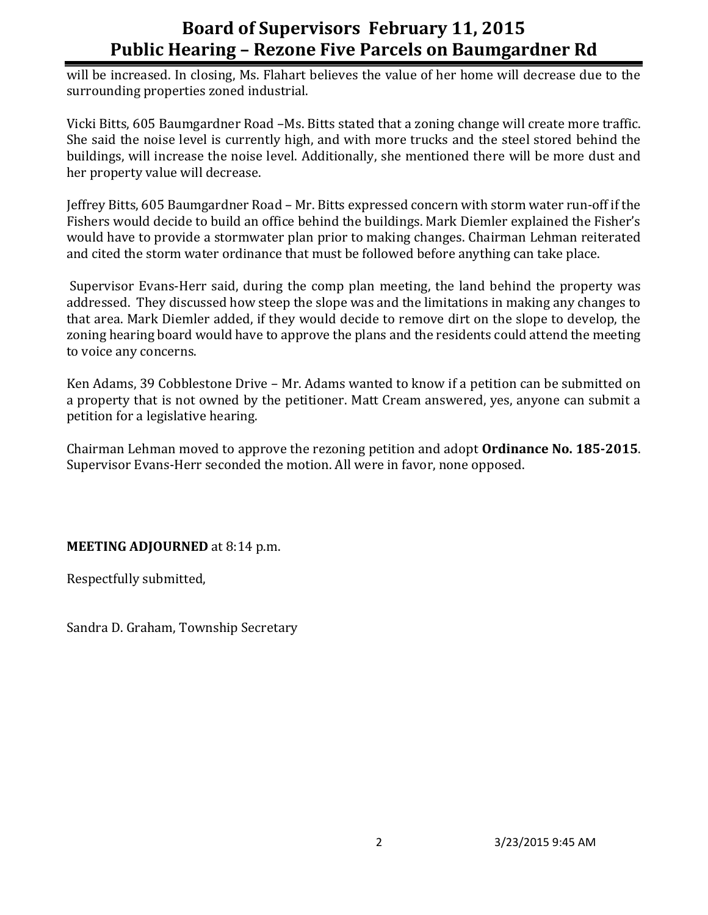will be increased. In closing, Ms. Flahart believes the value of her home will decrease due to the surrounding properties zoned industrial.

Vicki Bitts, 605 Baumgardner Road –Ms. Bitts stated that a zoning change will create more traffic. She said the noise level is currently high, and with more trucks and the steel stored behind the buildings, will increase the noise level. Additionally, she mentioned there will be more dust and her property value will decrease.

Jeffrey Bitts, 605 Baumgardner Road – Mr. Bitts expressed concern with storm water run-off if the Fishers would decide to build an office behind the buildings. Mark Diemler explained the Fisher's would have to provide a stormwater plan prior to making changes. Chairman Lehman reiterated and cited the storm water ordinance that must be followed before anything can take place.

Supervisor Evans-Herr said, during the comp plan meeting, the land behind the property was addressed. They discussed how steep the slope was and the limitations in making any changes to that area. Mark Diemler added, if they would decide to remove dirt on the slope to develop, the zoning hearing board would have to approve the plans and the residents could attend the meeting to voice any concerns.

Ken Adams, 39 Cobblestone Drive – Mr. Adams wanted to know if a petition can be submitted on a property that is not owned by the petitioner. Matt Cream answered, yes, anyone can submit a petition for a legislative hearing.

Chairman Lehman moved to approve the rezoning petition and adopt **Ordinance No. 185-2015**. Supervisor Evans-Herr seconded the motion. All were in favor, none opposed.

**MEETING ADJOURNED** at 8:14 p.m.

Respectfully submitted,

Sandra D. Graham, Township Secretary